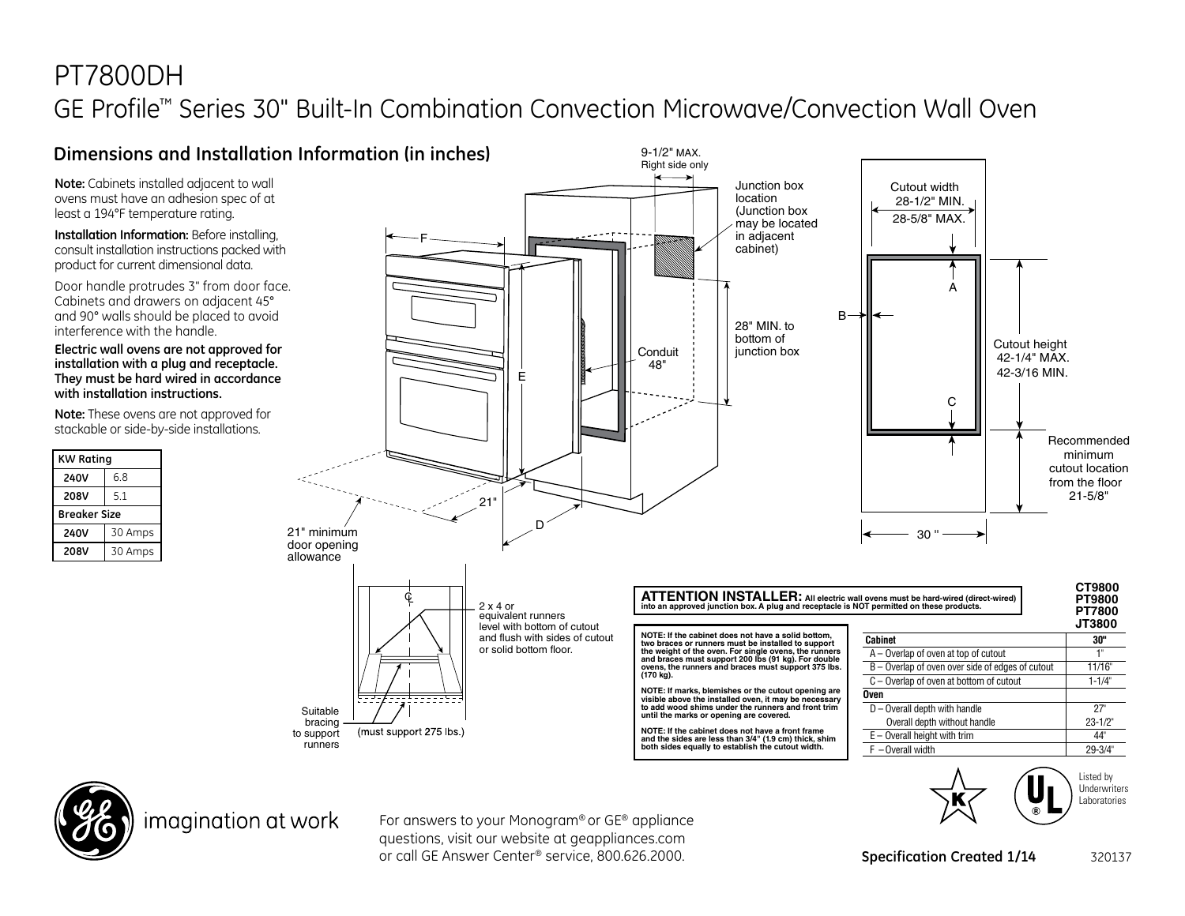# PT7800DH

## GE Profile™ Series 30" Built-In Combination Convection Microwave/Convection Wall Oven

### Dimensions and Installation Information (in inches)

**Note:** Cabinets installed adjacent to wall ovens must have an adhesion spec of at least a 194°F temperature rating.

**Installation Information:** Before installing, consult installation instructions packed with product for current dimensional data.

Door handle protrudes 3" from door face. Cabinets and drawers on adjacent 45° and 90° walls should be placed to avoid interference with the handle.

**Electric wall ovens are not approved for installation with a plug and receptacle. They must be hard wired in accordance with installation instructions.**

**Note:** These ovens are not approved for stackable or side-by-side installations.

| KW Rating | |
|---|---|
| **240V** | 6.8 |
| **208V** | 5.1 |
| **Breaker Size** | |
| **240V** | 30 Amps |
| **208V** | 30 Amps |

9-1/2" MAX. Right side only

Junction box location (Junction box may be located in adjacent cabinet)

28" MIN. to bottom of junction box

Conduit 48"

21" minimum door opening allowance

21"

Cutout width 28-1/2" MIN. 28-5/8" MAX.

Cutout height 42-1/4" MAX. 42-3/16 MIN.

Recommended minimum cutout location from the floor 21-5/8"

30"

2 x 4 or equivalent runners level with bottom of cutout and flush with sides of cutout or solid bottom floor.

Suitable bracing to support runners (must support 275 lbs.)

**ATTENTION INSTALLER:** All electric wall ovens must be hard-wired (direct-wired) into an approved junction box. A plug and receptacle is NOT permitted on these products.

**NOTE: If the cabinet does not have a solid bottom, two braces or runners must be installed to support the weight of the oven. For single ovens, the runners and braces must support 200 lbs (91 kg). For double ovens, the runners and braces must support 375 lbs. (170 kg).**

**NOTE: If marks, blemishes or the cutout opening are visible above the installed oven, it may be necessary to add wood shims under the runners and front trim until the marks or opening are covered.**

**NOTE: If the cabinet does not have a front frame and the sides are less than 3/4" (1.9 cm) thick, shim both sides equally to establish the cutout width.**

| | CT9800 PT9800 PT7800 JT3800 |
|---|---|
| **Cabinet** | **30"** |
| A – Overlap of oven at top of cutout | 1" |
| B – Overlap of oven over side of edges of cutout | 11/16" |
| C – Overlap of oven at bottom of cutout | 1-1/4" |
| **Oven** | |
| D – Overall depth with handle | 27" |
| Overall depth without handle | 23-1/2" |
| E – Overall height with trim | 44" |
| F – Overall width | 29-3/4" |

Listed by Underwriters Laboratories

imagination at work

For answers to your Monogram® or GE® appliance questions, visit our website at geappliances.com or call GE Answer Center® service, 800.626.2000.

**Specification Created 1/14** 320137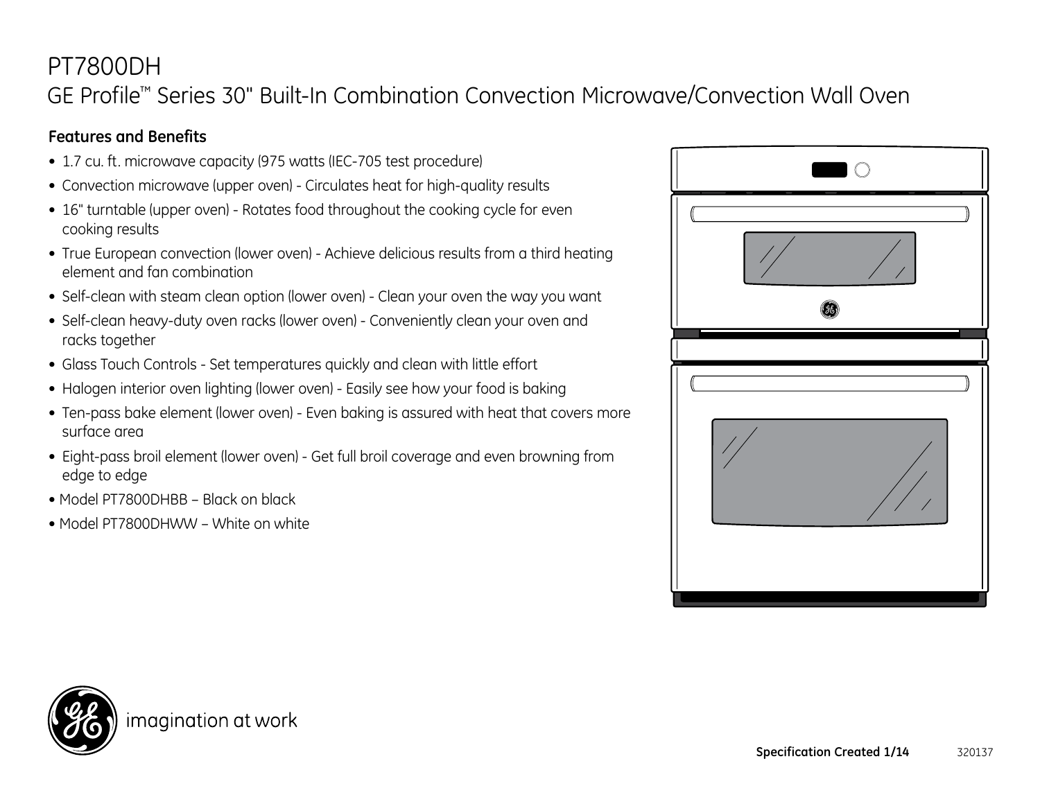# PT7800DH

## GE Profile™ Series 30" Built-In Combination Convection Microwave/Convection Wall Oven

### Features and Benefits

- 1.7 cu. ft. microwave capacity (975 watts (IEC-705 test procedure)
- Convection microwave (upper oven) - Circulates heat for high-quality results
- 16" turntable (upper oven) - Rotates food throughout the cooking cycle for even cooking results
- True European convection (lower oven) - Achieve delicious results from a third heating element and fan combination
- Self-clean with steam clean option (lower oven) - Clean your oven the way you want
- Self-clean heavy-duty oven racks (lower oven) - Conveniently clean your oven and racks together
- Glass Touch Controls - Set temperatures quickly and clean with little effort
- Halogen interior oven lighting (lower oven) - Easily see how your food is baking
- Ten-pass bake element (lower oven) - Even baking is assured with heat that covers more surface area
- Eight-pass broil element (lower oven) - Get full broil coverage and even browning from edge to edge
- Model PT7800DHBB – Black on black
- Model PT7800DHWW – White on white

imagination at work

**Specification Created 1/14** 320137